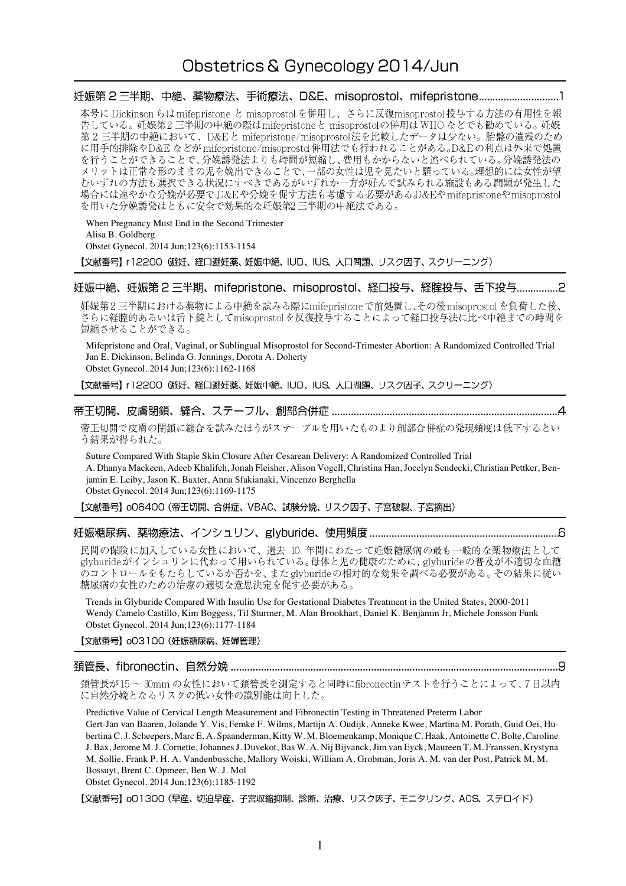# Obstetrics & Gynecology 2014/Jun

## 妊娠第２三半期、中絶、薬物療法、手術療法、D&E、misoprostol、mifepristone……1

本号にDickinsonらはmifepristoneとmisoprostolを併用し、さらに反復misoprostol投与する方法の有用性を報告している。妊娠第２三半期の中絶の際はmifepristoneとmisoprostolの併用はWHOなどでも勧めている。妊娠第２三半期の中絶において、D&Eとmifepristone/misoprostol法を比較したデータは少ない。胎盤の遺残のために用手的排除やD&Eなどがmifepristone/misoprostol併用法でも行われることがある。D&Eの利点は外来で処置を行うことができることで、分娩誘発法よりも時間が短縮し、費用もかからないと述べられている。分娩誘発法のメリットは正常な形のままの児を娩出できることで、一部の女性は児を見たいと願っている。理想的には女性が望むいずれの方法も選択できる状況にすべきであるがいずれか一方が好んで試みられる施設もある。問題が発生した場合には速やかな分娩が必要でD&Eや分娩を促す方法も考慮する必要がある。D&Eやmifepristoneやmisoprostolを用いた分娩誘発はともに安全で効果的な妊娠第2三半期の中絶法である。

When Pregnancy Must End in the Second Trimester
Alisa B. Goldberg
Obstet Gynecol. 2014 Jun;123(6):1153-1154

【文献番号】r12200（避妊、経口避妊薬、妊娠中絶、IUD、IUS、人口問題、リスク因子、スクリーニング）

## 妊娠中絶、妊娠第２三半期、mifepristone、misoprostol、経口投与、経膣投与、舌下投与……2

妊娠第２三半期における薬物による中絶を試みる際にmifepristoneで前処置し、その後misoprostolを負荷した後、さらに経膣的あるいは舌下錠としてmisoprostolを反復投与することによって経口投与法に比べ中絶までの時間を短縮させることができる。

Mifepristone and Oral, Vaginal, or Sublingual Misoprostol for Second-Trimester Abortion: A Randomized Controlled Trial
Jan E. Dickinson, Belinda G. Jennings, Dorota A. Doherty
Obstet Gynecol. 2014 Jun;123(6):1162-1168

【文献番号】r12200（避妊、経口避妊薬、妊娠中絶、IUD、IUS、人口問題、リスク因子、スクリーニング）

## 帝王切開、皮膚閉鎖、縫合、ステープル、創部合併症……4

帝王切開で皮膚の閉鎖に縫合を試みたほうがステープルを用いたものより創部合併症の発現頻度は低下するという結果が得られた。

Suture Compared With Staple Skin Closure After Cesarean Delivery: A Randomized Controlled Trial
A. Dhanya Mackeen, Adeeb Khalifeh, Jonah Fleisher, Alison Vogell, Christina Han, Jocelyn Sendecki, Christian Pettker, Benjamin E. Leiby, Jason K. Baxter, Anna Sfakianaki, Vincenzo Berghella
Obstet Gynecol. 2014 Jun;123(6):1169-1175

【文献番号】o06400（帝王切開、合併症、VBAC、試験分娩、リスク因子、子宮破裂、子宮摘出）

## 妊娠糖尿病、薬物療法、インシュリン、glyburide、使用頻度……6

民間の保険に加入している女性において、過去10年間にわたって妊娠糖尿病の最も一般的な薬物療法としてglyburideがインシュリンに代わって用いられている。母体と児の健康のために、glyburideの普及が不適切な血糖のコントロールをもたらしているか否かを、またglyburideの相対的な効果を調べる必要がある。その結果に従い糖尿病の女性のための治療の適切な意思決定を促す必要がある。

Trends in Glyburide Compared With Insulin Use for Gestational Diabetes Treatment in the United States, 2000-2011
Wendy Camelo Castillo, Kim Boggess, Til Sturmer, M. Alan Brookhart, Daniel K. Benjamin Jr, Michele Jonsson Funk
Obstet Gynecol. 2014 Jun;123(6):1177-1184

【文献番号】o03100（妊娠糖尿病、妊婦管理）

## 頚管長、fibronectin、自然分娩……9

頚管長が15～30mmの女性において頚管長を測定すると同時にfibronectinテストを行うことによって、7日以内に自然分娩となるリスクの低い女性の識別能は向上した。

Predictive Value of Cervical Length Measurement and Fibronectin Testing in Threatened Preterm Labor
Gert-Jan van Baaren, Jolande Y. Vis, Femke F. Wilms, Martijn A. Oudijk, Anneke Kwee, Martina M. Porath, Guid Oei, Hubertina C. J. Scheepers, Marc E. A. Spaanderman, Kitty W. M. Bloemenkamp, Monique C. Haak, Antoinette C. Bolte, Caroline J. Bax, Jerome M. J. Cornette, Johannes J. Duvekot, Bas W. A. Nij Bijvanck, Jim van Eyck, Maureen T. M. Franssen, Krystyna M. Sollie, Frank P. H. A. Vandenbussche, Mallory Woiski, William A. Grobman, Joris A. M. van der Post, Patrick M. M. Bossuyt, Brent C. Opmeer, Ben W. J. Mol
Obstet Gynecol. 2014 Jun;123(6):1185-1192

【文献番号】o01300（早産、切迫早産、子宮収縮抑制、診断、治療、リスク因子、モニタリング、ACS、ステロイド）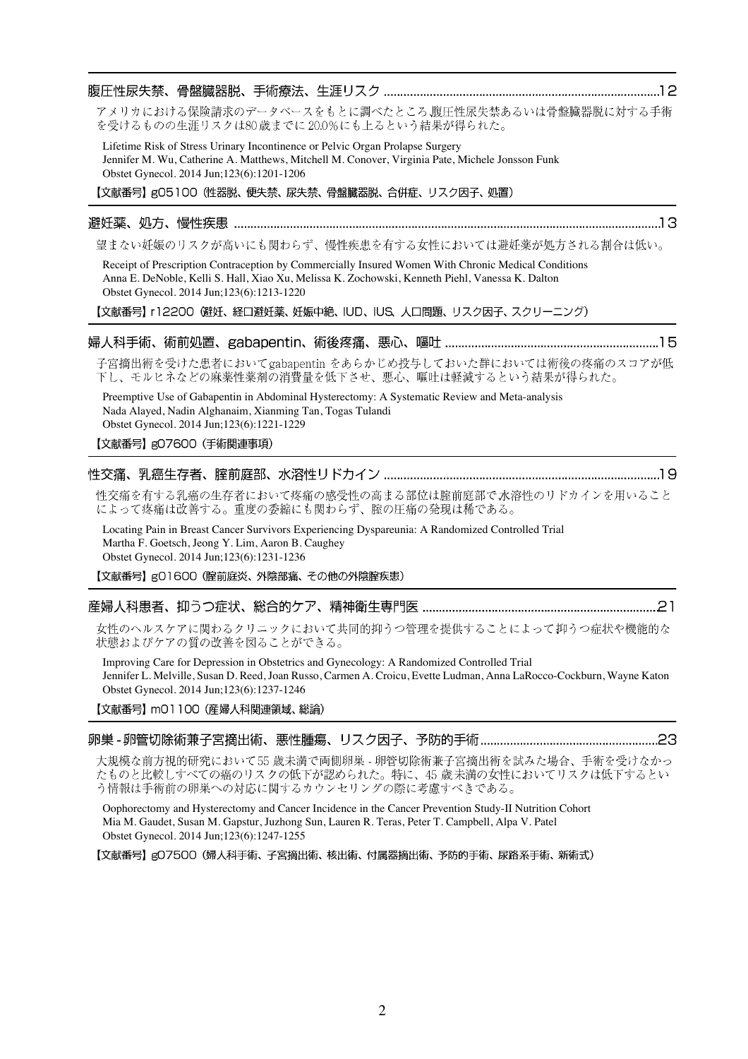## 腹圧性尿失禁、骨盤臓器脱、手術療法、生涯リスク ......12

アメリカにおける保険請求のデータベースをもとに調べたところ腹圧性尿失禁あるいは骨盤臓器脱に対する手術を受けるものの生涯リスクは80歳までに20.0%にも上るという結果が得られた。

Lifetime Risk of Stress Urinary Incontinence or Pelvic Organ Prolapse Surgery
Jennifer M. Wu, Catherine A. Matthews, Mitchell M. Conover, Virginia Pate, Michele Jonsson Funk
Obstet Gynecol. 2014 Jun;123(6):1201-1206

【文献番号】g05100（性器脱、便失禁、尿失禁、骨盤臓器脱、合併症、リスク因子、処置）

## 避妊薬、処方、慢性疾患 ......13

望まない妊娠のリスクが高いにも関わらず、慢性疾患を有する女性においては避妊薬が処方される割合は低い。

Receipt of Prescription Contraception by Commercially Insured Women With Chronic Medical Conditions
Anna E. DeNoble, Kelli S. Hall, Xiao Xu, Melissa K. Zochowski, Kenneth Piehl, Vanessa K. Dalton
Obstet Gynecol. 2014 Jun;123(6):1213-1220

【文献番号】r12200（避妊、経口避妊薬、妊娠中絶、IUD、IUS、人口問題、リスク因子、スクリーニング）

## 婦人科手術、術前処置、gabapentin、術後疼痛、悪心、嘔吐 ......15

子宮摘出術を受けた患者においてgabapentin をあらかじめ投与しておいた群においては術後の疼痛のスコアが低下し、モルヒネなどの麻薬性薬剤の消費量を低下させ、悪心、嘔吐は軽減するという結果が得られた。

Preemptive Use of Gabapentin in Abdominal Hysterectomy: A Systematic Review and Meta-analysis
Nada Alayed, Nadin Alghanaim, Xianming Tan, Togas Tulandi
Obstet Gynecol. 2014 Jun;123(6):1221-1229

【文献番号】g07600（手術関連事項）

## 性交痛、乳癌生存者、腟前庭部、水溶性リドカイン ......19

性交痛を有する乳癌の生存者において疼痛の感受性の高まる部位は腟前庭部で水溶性のリドカインを用いることによって疼痛は改善する。重度の委縮にも関わらず、腟の圧痛の発現は稀である。

Locating Pain in Breast Cancer Survivors Experiencing Dyspareunia: A Randomized Controlled Trial
Martha F. Goetsch, Jeong Y. Lim, Aaron B. Caughey
Obstet Gynecol. 2014 Jun;123(6):1231-1236

【文献番号】g01600（腟前庭炎、外陰部痛、その他の外陰腟疾患）

## 産婦人科患者、抑うつ症状、総合的ケア、精神衛生専門医 ......21

女性のヘルスケアに関わるクリニックにおいて共同的抑うつ管理を提供することによって抑うつ症状や機能的な状態およびケアの質の改善を図ることができる。

Improving Care for Depression in Obstetrics and Gynecology: A Randomized Controlled Trial
Jennifer L. Melville, Susan D. Reed, Joan Russo, Carmen A. Croicu, Evette Ludman, Anna LaRocco-Cockburn, Wayne Katon
Obstet Gynecol. 2014 Jun;123(6):1237-1246

【文献番号】m01100（産婦人科関連領域、総論）

## 卵巣-卵管切除術兼子宮摘出術、悪性腫瘍、リスク因子、予防的手術 ......23

大規模な前方視的研究において55歳未満で両側卵巣-卵管切除術兼子宮摘出術を試みた場合、手術を受けなかったものと比較しすべての癌のリスクの低下が認められた。特に、45歳未満の女性においてリスクは低下するという情報は手術前の卵巣への対応に関するカウンセリングの際に考慮すべきである。

Oophorectomy and Hysterectomy and Cancer Incidence in the Cancer Prevention Study-II Nutrition Cohort
Mia M. Gaudet, Susan M. Gapstur, Juzhong Sun, Lauren R. Teras, Peter T. Campbell, Alpa V. Patel
Obstet Gynecol. 2014 Jun;123(6):1247-1255

【文献番号】g07500（婦人科手術、子宮摘出術、核出術、付属器摘出術、予防的手術、尿路系手術、新術式）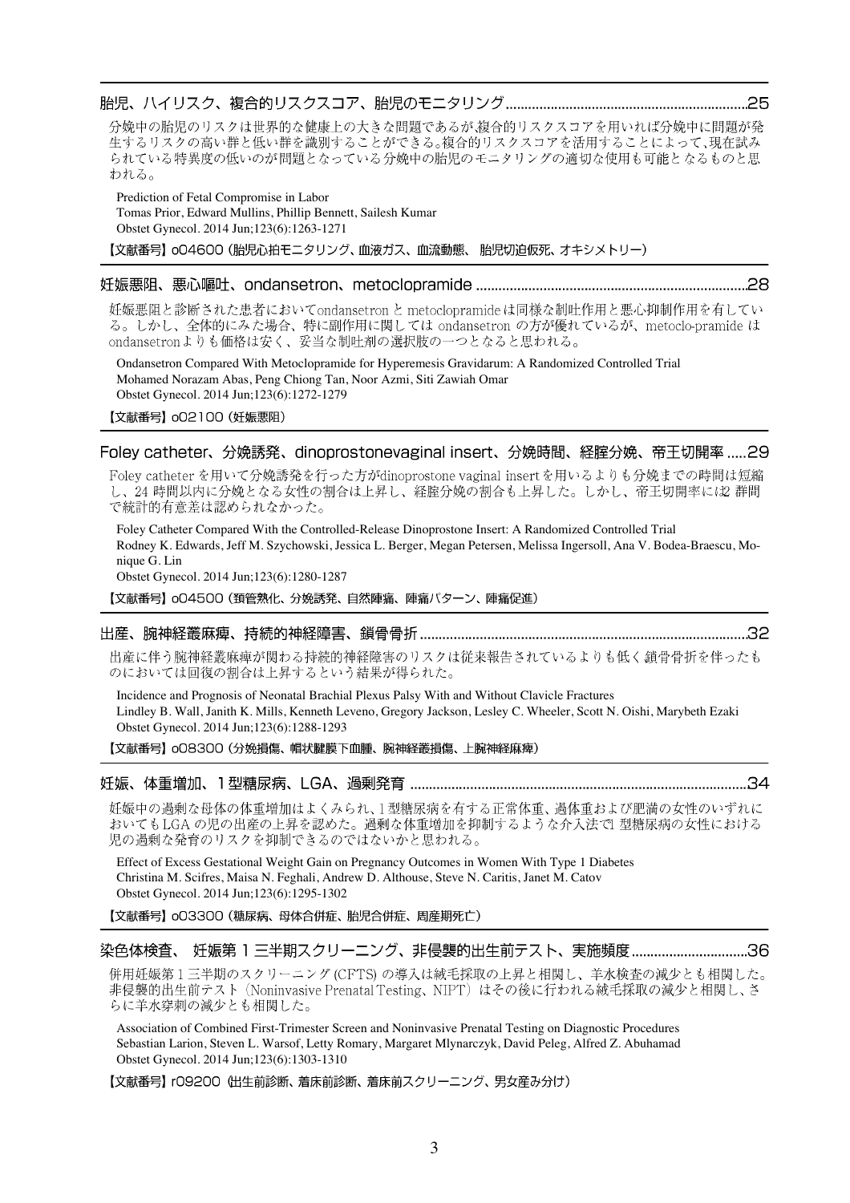## 胎児、ハイリスク、複合的リスクスコア、胎児のモニタリング................................................................25

分娩中の胎児のリスクは世界的な健康上の大きな問題であるが,複合的リスクスコアを用いれば分娩中に問題が発生するリスクの高い群と低い群を識別することができる。複合的リスクスコアを活用することによって、現在試みられている特異度の低いのが問題となっている分娩中の胎児のモニタリングの適切な使用も可能となるものと思われる。

Prediction of Fetal Compromise in Labor
Tomas Prior, Edward Mullins, Phillip Bennett, Sailesh Kumar
Obstet Gynecol. 2014 Jun;123(6):1263-1271

【文献番号】o04600（胎児心拍モニタリング、血液ガス、血流動態、 胎児切迫仮死、オキシメトリー）

## 妊娠悪阻、悪心嘔吐、ondansetron、metoclopramide........................................................................28

妊娠悪阻と診断された患者においてondansetron と metoclopramide は同様な制吐作用と悪心抑制作用を有している。しかし、全体的にみた場合、特に副作用に関しては ondansetron の方が優れているが、metoclo-pramide は ondansetronよりも価格は安く、妥当な制吐剤の選択肢の一つとなると思われる。

Ondansetron Compared With Metoclopramide for Hyperemesis Gravidarum: A Randomized Controlled Trial
Mohamed Norazam Abas, Peng Chiong Tan, Noor Azmi, Siti Zawiah Omar
Obstet Gynecol. 2014 Jun;123(6):1272-1279

【文献番号】o02100（妊娠悪阻）

## Foley catheter、分娩誘発、dinoprostonevaginal insert、分娩時間、経腟分娩、帝王切開率 .....29

Foley catheter を用いて分娩誘発を行った方がdinoprostone vaginal insertを用いるよりも分娩までの時間は短縮し、24 時間以内に分娩となる女性の割合は上昇し、経腟分娩の割合も上昇した。しかし、帝王切開率には2 群間で統計的有意差は認められなかった。

Foley Catheter Compared With the Controlled-Release Dinoprostone Insert: A Randomized Controlled Trial
Rodney K. Edwards, Jeff M. Szychowski, Jessica L. Berger, Megan Petersen, Melissa Ingersoll, Ana V. Bodea-Braescu, Monique G. Lin
Obstet Gynecol. 2014 Jun;123(6):1280-1287

【文献番号】o04500（頚管熟化、分娩誘発、自然陣痛、陣痛パターン、陣痛促進）

## 出産、腕神経叢麻痺、持続的神経障害、鎖骨骨折......................................................................................32

出産に伴う腕神経叢麻痺が関わる持続的神経障害のリスクは従来報告されているよりも低く鎖骨骨折を伴ったものにおいては回復の割合は上昇するという結果が得られた。

Incidence and Prognosis of Neonatal Brachial Plexus Palsy With and Without Clavicle Fractures
Lindley B. Wall, Janith K. Mills, Kenneth Leveno, Gregory Jackson, Lesley C. Wheeler, Scott N. Oishi, Marybeth Ezaki
Obstet Gynecol. 2014 Jun;123(6):1288-1293

【文献番号】o08300（分娩損傷、帽状腱膜下血腫、腕神経叢損傷、上腕神経麻痺）

## 妊娠、体重増加、1型糖尿病、LGA、過剰発育 .........................................................................................34

妊娠中の過剰な母体の体重増加はよくみられ、1 型糖尿病を有する正常体重、過体重および肥満の女性のいずれにおいてもLGA の児の出産の上昇を認めた。過剰な体重増加を抑制するような介入法で1 型糖尿病の女性における児の過剰な発育のリスクを抑制できるのではないかと思われる。

Effect of Excess Gestational Weight Gain on Pregnancy Outcomes in Women With Type 1 Diabetes
Christina M. Scifres, Maisa N. Feghali, Andrew D. Althouse, Steve N. Caritis, Janet M. Catov
Obstet Gynecol. 2014 Jun;123(6):1295-1302

【文献番号】o03300（糖尿病、母体合併症、胎児合併症、周産期死亡）

## 染色体検査、 妊娠第 1 三半期スクリーニング、非侵襲的出生前テスト、実施頻度..............................36

併用妊娠第 1 三半期のスクリーニング (CFTS) の導入は絨毛採取の上昇と相関し、羊水検査の減少とも相関した。非侵襲的出生前テスト（Noninvasive Prenatal Testing、NIPT）はその後に行われる絨毛採取の減少と相関し、さらに羊水穿刺の減少とも相関した。

Association of Combined First-Trimester Screen and Noninvasive Prenatal Testing on Diagnostic Procedures
Sebastian Larion, Steven L. Warsof, Letty Romary, Margaret Mlynarczyk, David Peleg, Alfred Z. Abuhamad
Obstet Gynecol. 2014 Jun;123(6):1303-1310

【文献番号】r09200（出生前診断、着床前診断、着床前スクリーニング、男女産み分け）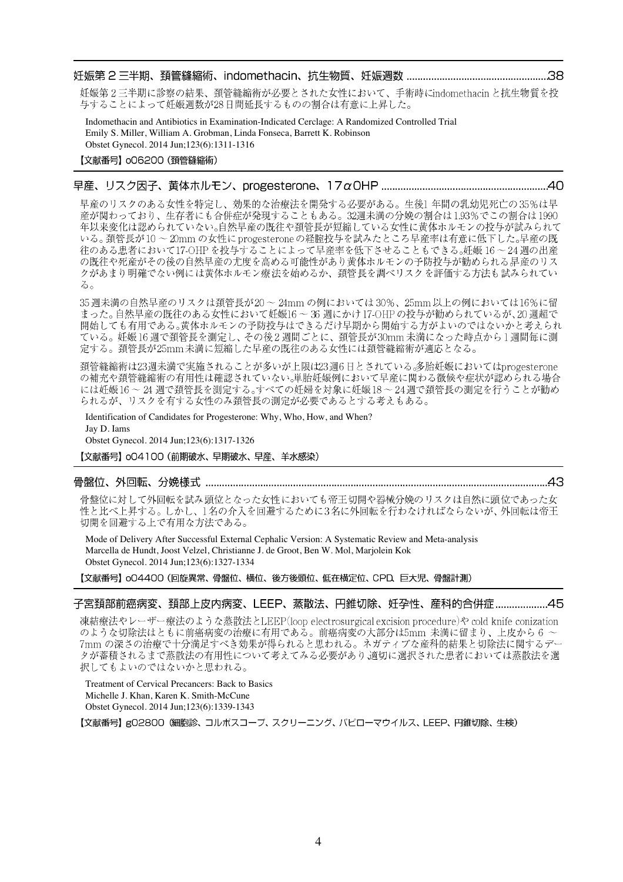## 妊娠第２三半期、頸管縫縮術、indomethacin、抗生物質、妊娠週数 ....................................................38

妊娠第２三半期に診察の結果、頸管縫縮術が必要とされた女性において、手術時にindomethacinと抗生物質を投与することによって妊娠週数が28日間延長するものの割合は有意に上昇した。

Indomethacin and Antibiotics in Examination-Indicated Cerclage: A Randomized Controlled Trial
Emily S. Miller, William A. Grobman, Linda Fonseca, Barrett K. Robinson
Obstet Gynecol. 2014 Jun;123(6):1311-1316

【文献番号】o06200（頸管縫縮術）

## 早産、リスク因子、黄体ホルモン、progesterone、17αOHP .............................................................40

早産のリスクのある女性を特定し、効果的な治療法を開発する必要がある。生後1年間の乳幼児死亡の35％は早産が関わっており、生存者にも合併症が発現することもある。32週未満の分娩の割合は1.93％でこの割合は1990年以来変化は認められていない。自然早産の既往や頸管長が短縮している女性に黄体ホルモンの投与が試みられている。頸管長が10～20mmの女性にprogesteroneの経腟投与を試みたところ早産率は有意に低下した。早産の既往のある患者において17-OHPを投与することによって早産率を低下させることもできる。妊娠16～24週の出産の既往や死産がその後の自然早産の尤度を高める可能性があり黄体ホルモンの予防投与が勧められる早産のリスクがあまり明確でない例には黄体ホルモン療法を始めるか、頸管長を調べリスクを評価する方法も試みられている。

35週未満の自然早産のリスクは頸管長が20～24mmの例においては30％、25mm以上の例においては16％に留まった。自然早産の既往のある女性において妊娠16～36週にかけ17-OHPの投与が勧められているが、20週超で開始しても有用である。黄体ホルモンの予防投与はできるだけ早期から開始する方がよいのではないかと考えられている。妊娠16週で頸管長を測定し、その後2週間ごとに、頸管長が30mm未満になった時点から1週間毎に測定する。頸管長が25mm未満に短縮した早産の既往のある女性には頸管縫縮術が適応となる。

頸管縫縮術は23週未満で実施されることが多いが上限は23週6日とされている。多胎妊娠においてはprogesteroneの補充や頸管縫縮術の有用性は確認されていない。単胎妊娠例において早産に関わる徴候や症状が認められる場合には妊娠16～24週で頸管長を測定する。すべての妊婦を対象に妊娠18～24週で頸管長の測定を行うことが勧められるが、リスクを有する女性のみ頸管長の測定が必要であるとする考えもある。

Identification of Candidates for Progesterone: Why, Who, How, and When?
Jay D. Iams
Obstet Gynecol. 2014 Jun;123(6):1317-1326

【文献番号】o04100（前期破水、早期破水、早産、羊水感染）

## 骨盤位、外回転、分娩様式 ...........................................................................................................................43

骨盤位に対して外回転を試み頭位となった女性においても帝王切開や器械分娩のリスクは自然に頭位であった女性と比べ上昇する。しかし、1名の介入を回避するために3名に外回転を行わなければならないが、外回転は帝王切開を回避する上で有用な方法である。

Mode of Delivery After Successful External Cephalic Version: A Systematic Review and Meta-analysis
Marcella de Hundt, Joost Velzel, Christianne J. de Groot, Ben W. Mol, Marjolein Kok
Obstet Gynecol. 2014 Jun;123(6):1327-1334

【文献番号】o04400（回旋異常、骨盤位、横位、後方後頭位、低在横定位、CPD、巨大児、骨盤計測）

## 子宮頸部前癌病変、頸部上皮内病変、LEEP、蒸散法、円錐切除、妊孕性、産科的合併症...................45

凍結療法やレーザー療法のような蒸散法とLEEP(loop electrosurgical excision procedure)やcold knife conizationのような切除法はともに前癌病変の治療に有用である。前癌病変の大部分は5mm未満に留まり、上皮から6～7mmの深さの治療で十分満足すべき効果が得られると思われる。ネガティブな産科的結果と切除法に関するデータが蓄積されるまで蒸散法の有用性について考えてみる必要があり適切に選択された患者においては蒸散法を選択してもよいのではないかと思われる。

Treatment of Cervical Precancers: Back to Basics
Michelle J. Khan, Karen K. Smith-McCune
Obstet Gynecol. 2014 Jun;123(6):1339-1343

【文献番号】g02800（細胞診、コルポスコープ、スクリーニング、パピローマウイルス、LEEP、円錐切除、生検）